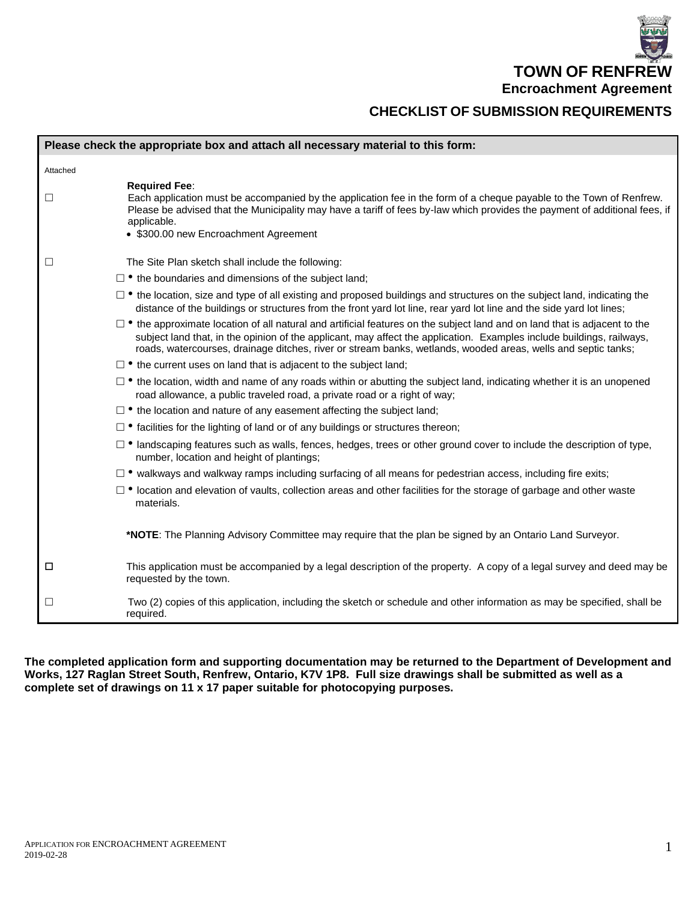# TOWN OF RENFREW

## Encroachment Agreement

## CHECKLIST OF SUBMISSION REQUIREMENTS

**Please check the appropriate box and attach all necessary material to this form:**

Attached

☐ **Required Fee**:
Each application must be accompanied by the application fee in the form of a cheque payable to the Town of Renfrew. Please be advised that the Municipality may have a tariff of fees by-law which provides the payment of additional fees, if applicable.

- $300.00 new Encroachment Agreement

☐ The Site Plan sketch shall include the following:

- ☐ the boundaries and dimensions of the subject land;
- ☐ the location, size and type of all existing and proposed buildings and structures on the subject land, indicating the distance of the buildings or structures from the front yard lot line, rear yard lot line and the side yard lot lines;
- ☐ the approximate location of all natural and artificial features on the subject land and on land that is adjacent to the subject land that, in the opinion of the applicant, may affect the application. Examples include buildings, railways, roads, watercourses, drainage ditches, river or stream banks, wetlands, wooded areas, wells and septic tanks;
- ☐ the current uses on land that is adjacent to the subject land;
- ☐ the location, width and name of any roads within or abutting the subject land, indicating whether it is an unopened road allowance, a public traveled road, a private road or a right of way;
- ☐ the location and nature of any easement affecting the subject land;
- ☐ facilities for the lighting of land or of any buildings or structures thereon;
- ☐ landscaping features such as walls, fences, hedges, trees or other ground cover to include the description of type, number, location and height of plantings;
- ☐ walkways and walkway ramps including surfacing of all means for pedestrian access, including fire exits;
- ☐ location and elevation of vaults, collection areas and other facilities for the storage of garbage and other waste materials.

**\*NOTE**: The Planning Advisory Committee may require that the plan be signed by an Ontario Land Surveyor.

☐ This application must be accompanied by a legal description of the property. A copy of a legal survey and deed may be requested by the town.

☐ Two (2) copies of this application, including the sketch or schedule and other information as may be specified, shall be required.

**The completed application form and supporting documentation may be returned to the Department of Development and Works, 127 Raglan Street South, Renfrew, Ontario, K7V 1P8. Full size drawings shall be submitted as well as a complete set of drawings on 11 x 17 paper suitable for photocopying purposes.**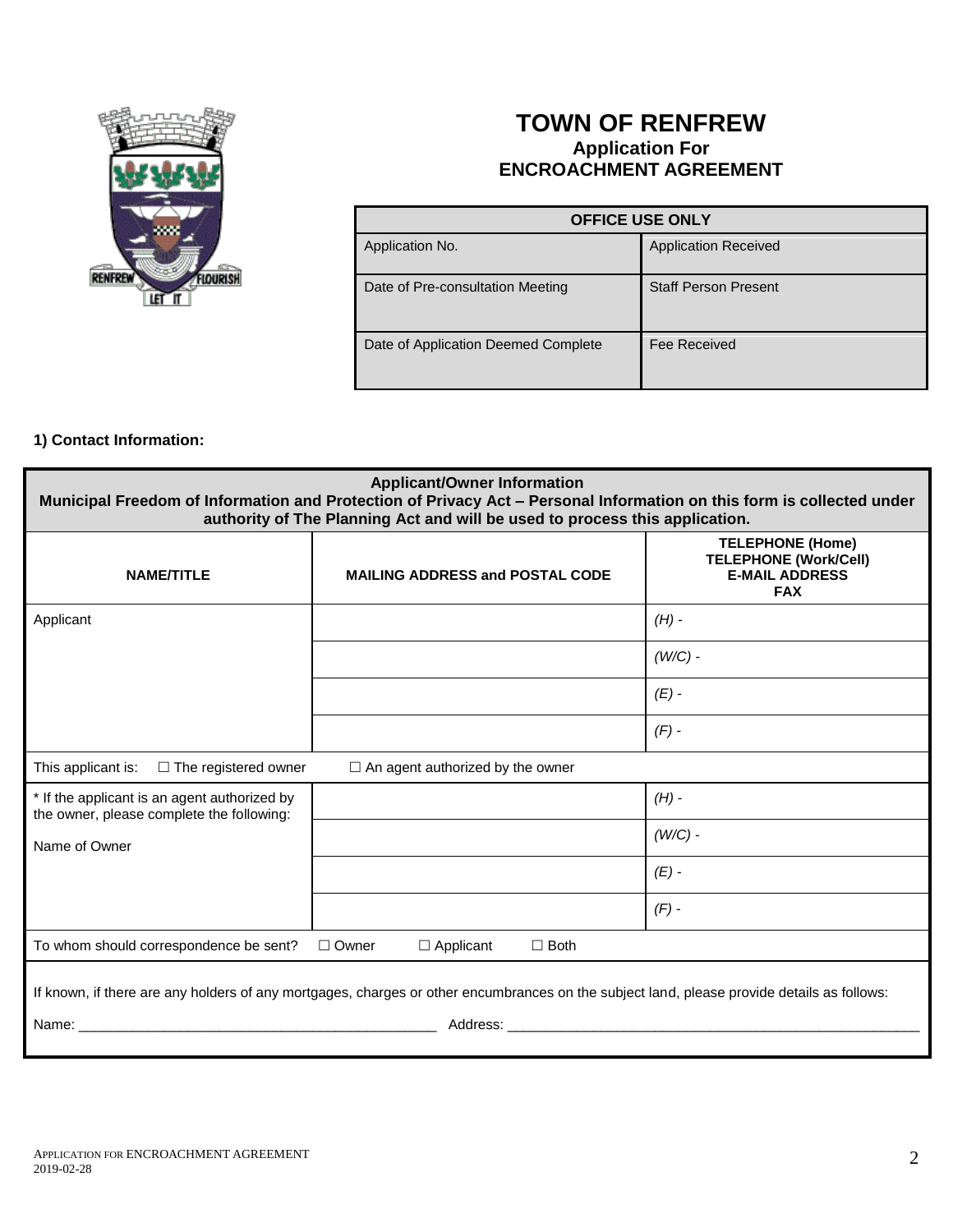# TOWN OF RENFREW

**Application For**
**ENCROACHMENT AGREEMENT**

| OFFICE USE ONLY | |
|---|---|
| Application No. | Application Received |
| Date of Pre-consultation Meeting | Staff Person Present |
| Date of Application Deemed Complete | Fee Received |

**1) Contact Information:**

**Applicant/Owner Information**
**Municipal Freedom of Information and Protection of Privacy Act – Personal Information on this form is collected under authority of The Planning Act and will be used to process this application.**

| NAME/TITLE | MAILING ADDRESS and POSTAL CODE | TELEPHONE (Home) TELEPHONE (Work/Cell) E-MAIL ADDRESS FAX |
|---|---|---|
| Applicant | | *(H) -* |
| | | *(W/C) -* |
| | | *(E) -* |
| | | *(F) -* |
| This applicant is: ☐ The registered owner ☐ An agent authorized by the owner | | |
| * If the applicant is an agent authorized by the owner, please complete the following: Name of Owner | | *(H) -* |
| | | *(W/C) -* |
| | | *(E) -* |
| | | *(F) -* |
| To whom should correspondence be sent? ☐ Owner ☐ Applicant ☐ Both | | |

If known, if there are any holders of any mortgages, charges or other encumbrances on the subject land, please provide details as follows:

Name: _______________________________________________ Address: _______________________________________________________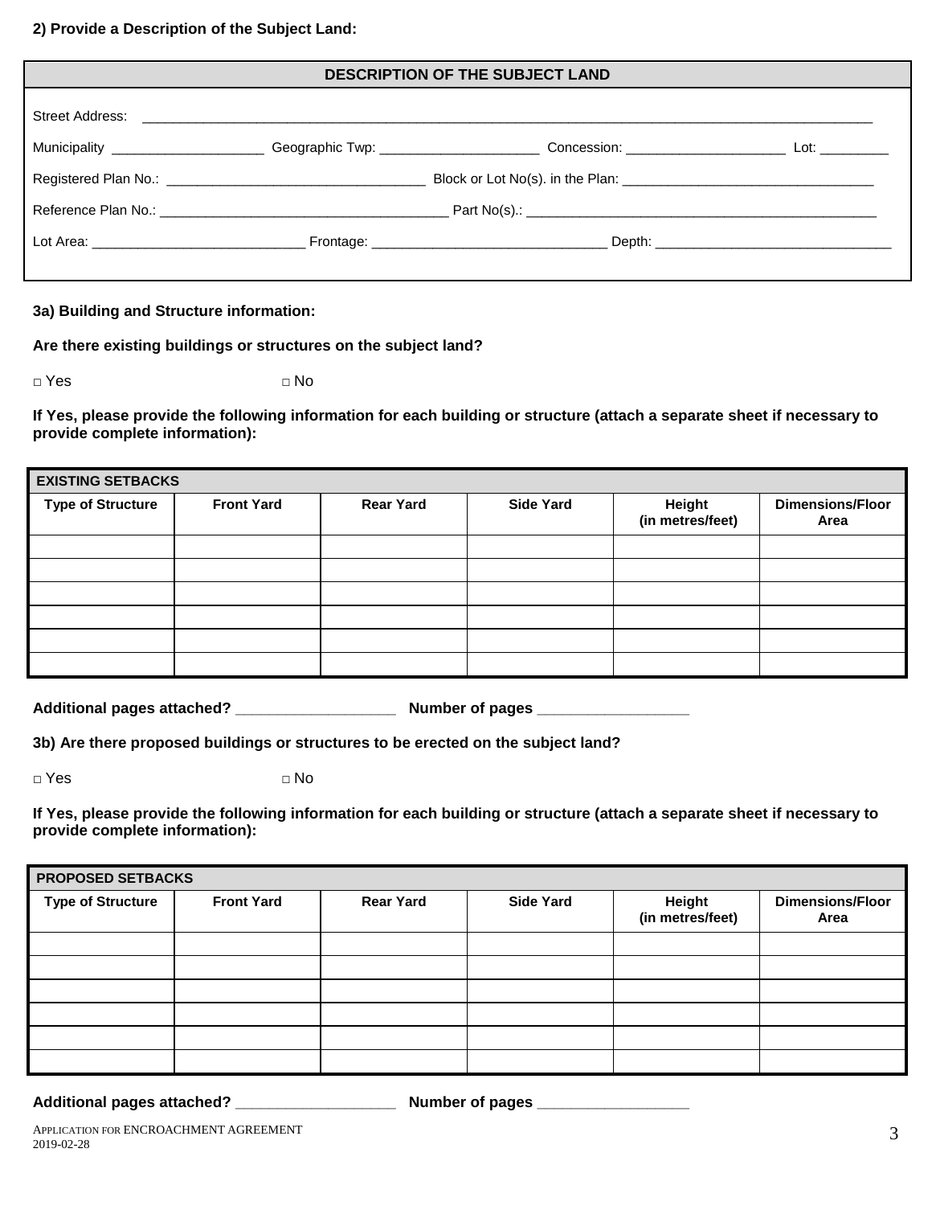**2) Provide a Description of the Subject Land:**

| DESCRIPTION OF THE SUBJECT LAND |
|---|
| Street Address: ______________________________________________ |
| Municipality ____________________ Geographic Twp: _____________________ Concession: _____________________ Lot: _________ |
| Registered Plan No.: _________________________________ Block or Lot No(s). in the Plan: _________________________________ |
| Reference Plan No.: ______________________________________ Part No(s).: _______________________________________________ |
| Lot Area: ____________________________ Frontage: _______________________________ Depth: _______________________________ |

**3a) Building and Structure information:**

**Are there existing buildings or structures on the subject land?**

□ Yes □ No

**If Yes, please provide the following information for each building or structure (attach a separate sheet if necessary to provide complete information):**

| EXISTING SETBACKS | | | | | |
|---|---|---|---|---|---|
| **Type of Structure** | **Front Yard** | **Rear Yard** | **Side Yard** | **Height (in metres/feet)** | **Dimensions/Floor Area** |
| | | | | | |
| | | | | | |
| | | | | | |
| | | | | | |
| | | | | | |
| | | | | | |

**Additional pages attached?** ___________________ **Number of pages** __________________

**3b) Are there proposed buildings or structures to be erected on the subject land?**

□ Yes □ No

**If Yes, please provide the following information for each building or structure (attach a separate sheet if necessary to provide complete information):**

| PROPOSED SETBACKS | | | | | |
|---|---|---|---|---|---|
| **Type of Structure** | **Front Yard** | **Rear Yard** | **Side Yard** | **Height (in metres/feet)** | **Dimensions/Floor Area** |
| | | | | | |
| | | | | | |
| | | | | | |
| | | | | | |
| | | | | | |
| | | | | | |

**Additional pages attached?** ___________________ **Number of pages** __________________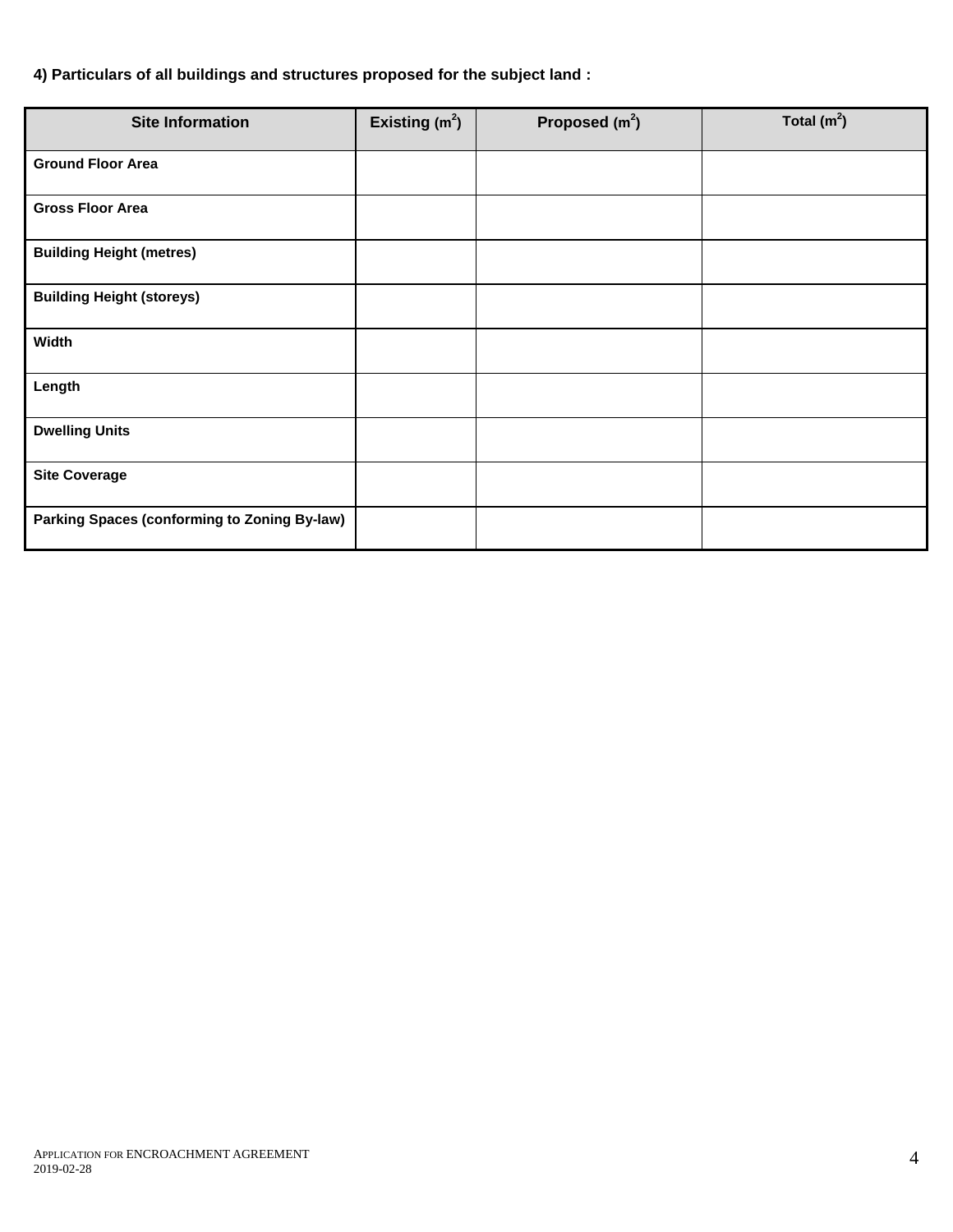**4) Particulars of all buildings and structures proposed for the subject land :**

| Site Information | Existing ($m^2$) | Proposed ($m^2$) | Total ($m^2$) |
|---|---|---|---|
| **Ground Floor Area** | | | |
| **Gross Floor Area** | | | |
| **Building Height (metres)** | | | |
| **Building Height (storeys)** | | | |
| **Width** | | | |
| **Length** | | | |
| **Dwelling Units** | | | |
| **Site Coverage** | | | |
| **Parking Spaces (conforming to Zoning By-law)** | | | |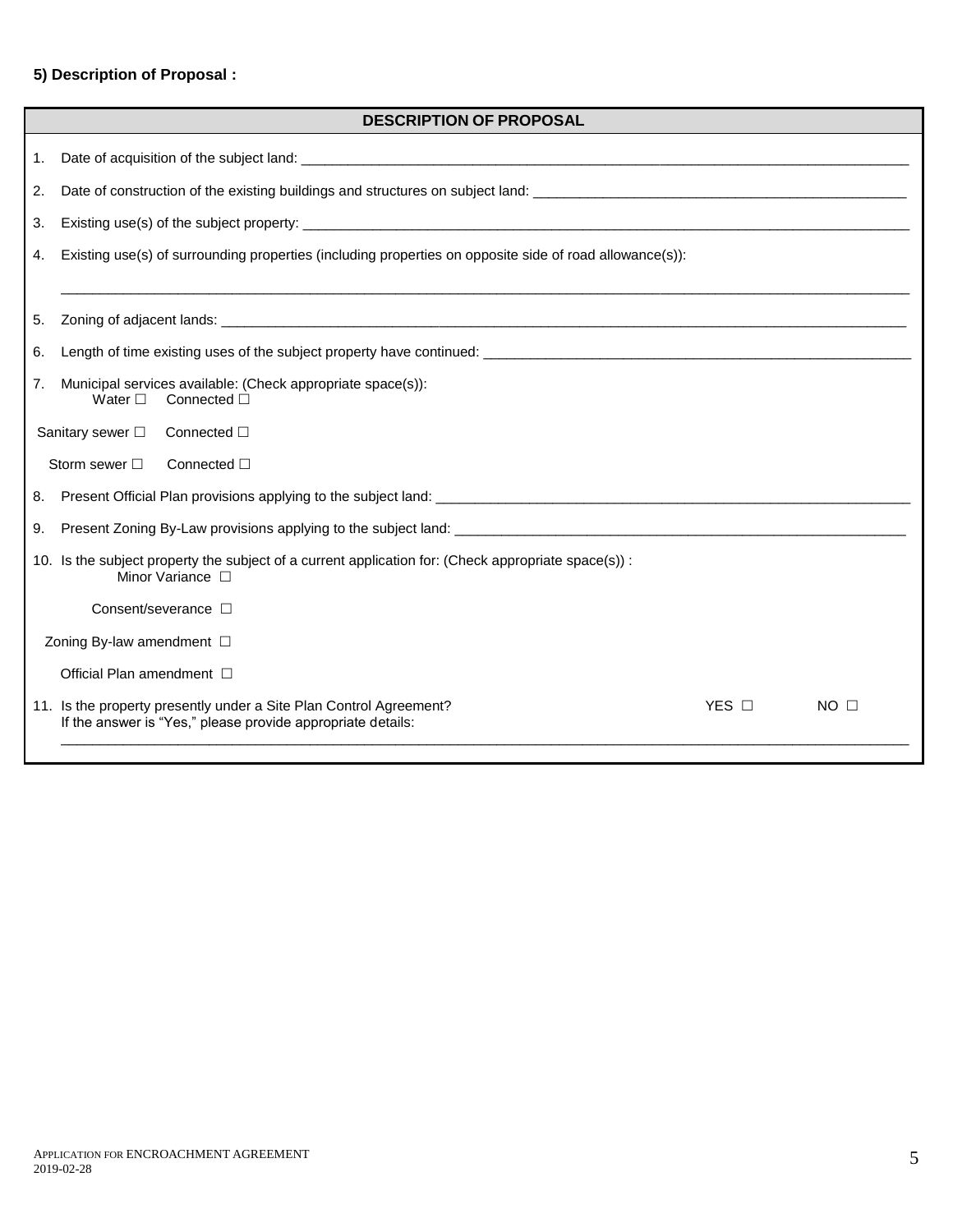**5) Description of Proposal :**

| DESCRIPTION OF PROPOSAL |
| --- |

1. Date of acquisition of the subject land: ______________________________
2. Date of construction of the existing buildings and structures on subject land: ______________________________
3. Existing use(s) of the subject property: ______________________________
4. Existing use(s) of surrounding properties (including properties on opposite side of road allowance(s)):

   ______________________________
5. Zoning of adjacent lands: ______________________________
6. Length of time existing uses of the subject property have continued: ______________________________
7. Municipal services available: (Check appropriate space(s)):
   - Water ☐ Connected ☐
   - Sanitary sewer ☐ Connected ☐
   - Storm sewer ☐ Connected ☐
8. Present Official Plan provisions applying to the subject land: ______________________________
9. Present Zoning By-Law provisions applying to the subject land: ______________________________
10. Is the subject property the subject of a current application for: (Check appropriate space(s)) :
    - Minor Variance ☐
    - Consent/severance ☐
    - Zoning By-law amendment ☐
    - Official Plan amendment ☐
11. Is the property presently under a Site Plan Control Agreement? YES ☐ NO ☐

    If the answer is "Yes," please provide appropriate details:

    ______________________________

APPLICATION FOR ENCROACHMENT AGREEMENT
2019-02-28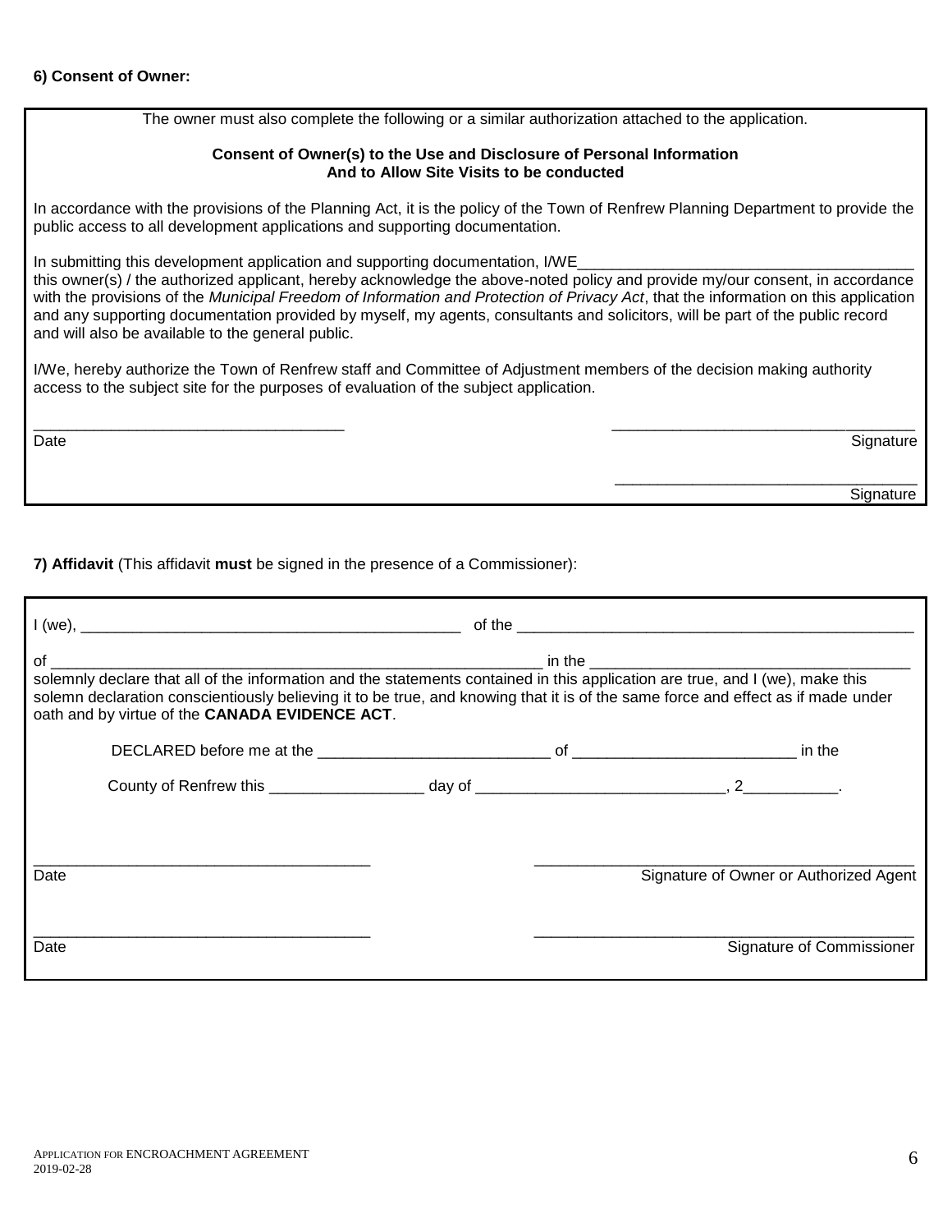**6) Consent of Owner:**

The owner must also complete the following or a similar authorization attached to the application.

**Consent of Owner(s) to the Use and Disclosure of Personal Information And to Allow Site Visits to be conducted**

In accordance with the provisions of the Planning Act, it is the policy of the Town of Renfrew Planning Department to provide the public access to all development applications and supporting documentation.

In submitting this development application and supporting documentation, I/WE________________________________________ this owner(s) / the authorized applicant, hereby acknowledge the above-noted policy and provide my/our consent, in accordance with the provisions of the *Municipal Freedom of Information and Protection of Privacy Act*, that the information on this application and any supporting documentation provided by myself, my agents, consultants and solicitors, will be part of the public record and will also be available to the general public.

I/We, hereby authorize the Town of Renfrew staff and Committee of Adjustment members of the decision making authority access to the subject site for the purposes of evaluation of the subject application.

___________________________________ Date

___________________________________ Signature

___________________________________ Signature

**7) Affidavit** (This affidavit **must** be signed in the presence of a Commissioner):

I (we), ____________________________________________ of the ______________________________________________

of __________________________________________________________ in the ____________________________________

solemnly declare that all of the information and the statements contained in this application are true, and I (we), make this solemn declaration conscientiously believing it to be true, and knowing that it is of the same force and effect as if made under oath and by virtue of the **CANADA EVIDENCE ACT**.

DECLARED before me at the __________________________ of _________________________ in the

County of Renfrew this _________________ day of ____________________________, 2__________.

______________________________________ Date

______________________________________ Signature of Owner or Authorized Agent

______________________________________ Date

______________________________________ Signature of Commissioner

APPLICATION FOR ENCROACHMENT AGREEMENT
2019-02-28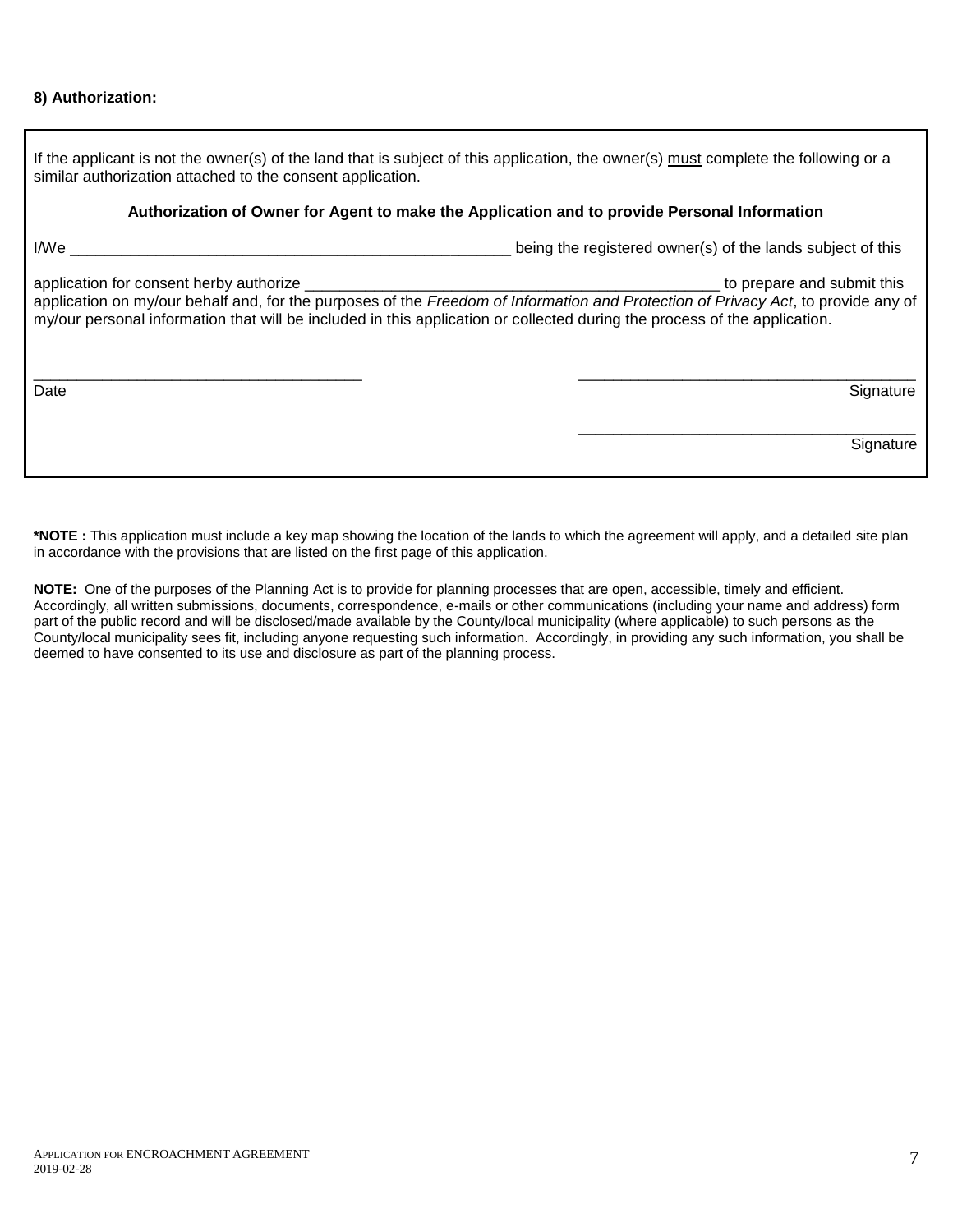**8) Authorization:**

If the applicant is not the owner(s) of the land that is subject of this application, the owner(s) must complete the following or a similar authorization attached to the consent application.

**Authorization of Owner for Agent to make the Application and to provide Personal Information**

I/We ____________________________________________________ being the registered owner(s) of the lands subject of this

application for consent herby authorize _________________________________________________ to prepare and submit this application on my/our behalf and, for the purposes of the *Freedom of Information and Protection of Privacy Act*, to provide any of my/our personal information that will be included in this application or collected during the process of the application.

______________________________________ Date

______________________________________ Signature

______________________________________ Signature

***NOTE :** This application must include a key map showing the location of the lands to which the agreement will apply, and a detailed site plan in accordance with the provisions that are listed on the first page of this application.

**NOTE:** One of the purposes of the Planning Act is to provide for planning processes that are open, accessible, timely and efficient. Accordingly, all written submissions, documents, correspondence, e-mails or other communications (including your name and address) form part of the public record and will be disclosed/made available by the County/local municipality (where applicable) to such persons as the County/local municipality sees fit, including anyone requesting such information. Accordingly, in providing any such information, you shall be deemed to have consented to its use and disclosure as part of the planning process.